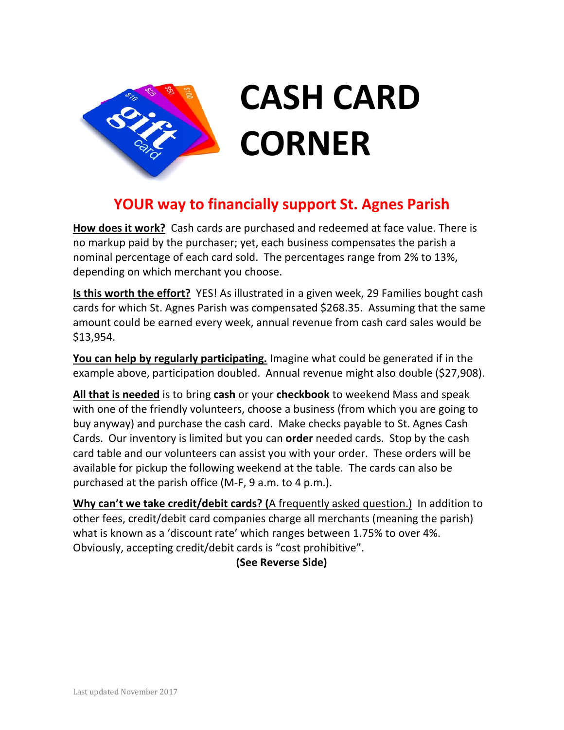# CASH CARD CORNER

## YOUR way to financially support St. Agnes Parish

**How does it work?** Cash cards are purchased and redeemed at face value. There is no markup paid by the purchaser; yet, each business compensates the parish a nominal percentage of each card sold. The percentages range from 2% to 13%, depending on which merchant you choose.

**Is this worth the effort?** YES! As illustrated in a given week, 29 Families bought cash cards for which St. Agnes Parish was compensated $268.35. Assuming that the same amount could be earned every week, annual revenue from cash card sales would be $13,954.

**You can help by regularly participating.** Imagine what could be generated if in the example above, participation doubled. Annual revenue might also double ($27,908).

**All that is needed** is to bring **cash** or your **checkbook** to weekend Mass and speak with one of the friendly volunteers, choose a business (from which you are going to buy anyway) and purchase the cash card. Make checks payable to St. Agnes Cash Cards. Our inventory is limited but you can **order** needed cards. Stop by the cash card table and our volunteers can assist you with your order. These orders will be available for pickup the following weekend at the table. The cards can also be purchased at the parish office (M-F, 9 a.m. to 4 p.m.).

**Why can't we take credit/debit cards? (**A frequently asked question.) In addition to other fees, credit/debit card companies charge all merchants (meaning the parish) what is known as a 'discount rate' which ranges between 1.75% to over 4%. Obviously, accepting credit/debit cards is "cost prohibitive".

**(See Reverse Side)**

Last updated November 2017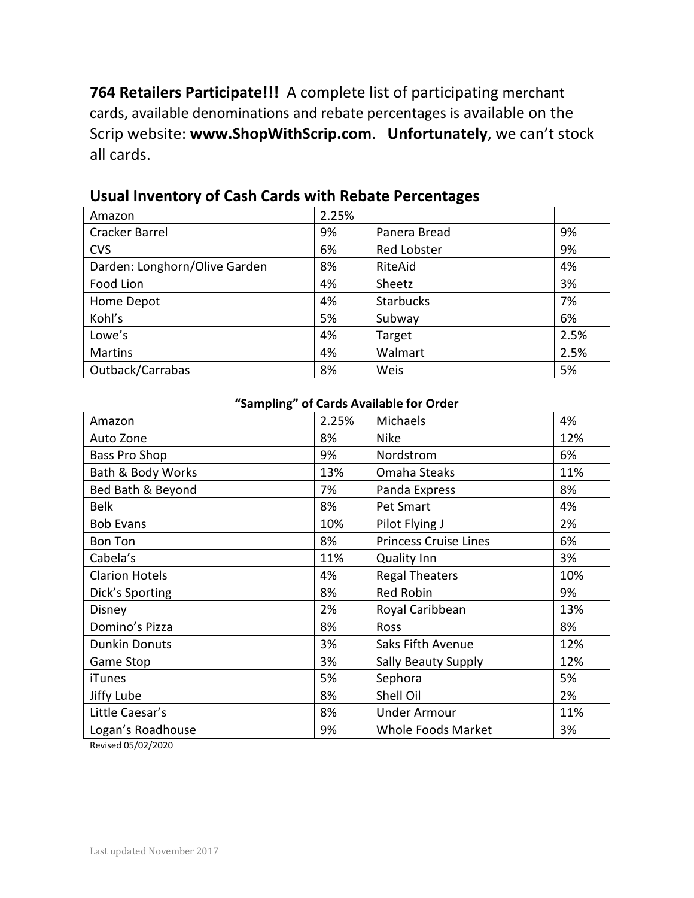**764 Retailers Participate!!!** A complete list of participating merchant cards, available denominations and rebate percentages is available on the Scrip website: **www.ShopWithScrip.com**. **Unfortunately**, we can't stock all cards.

## Usual Inventory of Cash Cards with Rebate Percentages

| | | | |
|---|---|---|---|
| Amazon | 2.25% | | |
| Cracker Barrel | 9% | Panera Bread | 9% |
| CVS | 6% | Red Lobster | 9% |
| Darden: Longhorn/Olive Garden | 8% | RiteAid | 4% |
| Food Lion | 4% | Sheetz | 3% |
| Home Depot | 4% | Starbucks | 7% |
| Kohl's | 5% | Subway | 6% |
| Lowe's | 4% | Target | 2.5% |
| Martins | 4% | Walmart | 2.5% |
| Outback/Carrabas | 8% | Weis | 5% |

**"Sampling" of Cards Available for Order**

| | | | |
|---|---|---|---|
| Amazon | 2.25% | Michaels | 4% |
| Auto Zone | 8% | Nike | 12% |
| Bass Pro Shop | 9% | Nordstrom | 6% |
| Bath & Body Works | 13% | Omaha Steaks | 11% |
| Bed Bath & Beyond | 7% | Panda Express | 8% |
| Belk | 8% | Pet Smart | 4% |
| Bob Evans | 10% | Pilot Flying J | 2% |
| Bon Ton | 8% | Princess Cruise Lines | 6% |
| Cabela's | 11% | Quality Inn | 3% |
| Clarion Hotels | 4% | Regal Theaters | 10% |
| Dick's Sporting | 8% | Red Robin | 9% |
| Disney | 2% | Royal Caribbean | 13% |
| Domino's Pizza | 8% | Ross | 8% |
| Dunkin Donuts | 3% | Saks Fifth Avenue | 12% |
| Game Stop | 3% | Sally Beauty Supply | 12% |
| iTunes | 5% | Sephora | 5% |
| Jiffy Lube | 8% | Shell Oil | 2% |
| Little Caesar's | 8% | Under Armour | 11% |
| Logan's Roadhouse | 9% | Whole Foods Market | 3% |

Revised 05/02/2020

Last updated November 2017